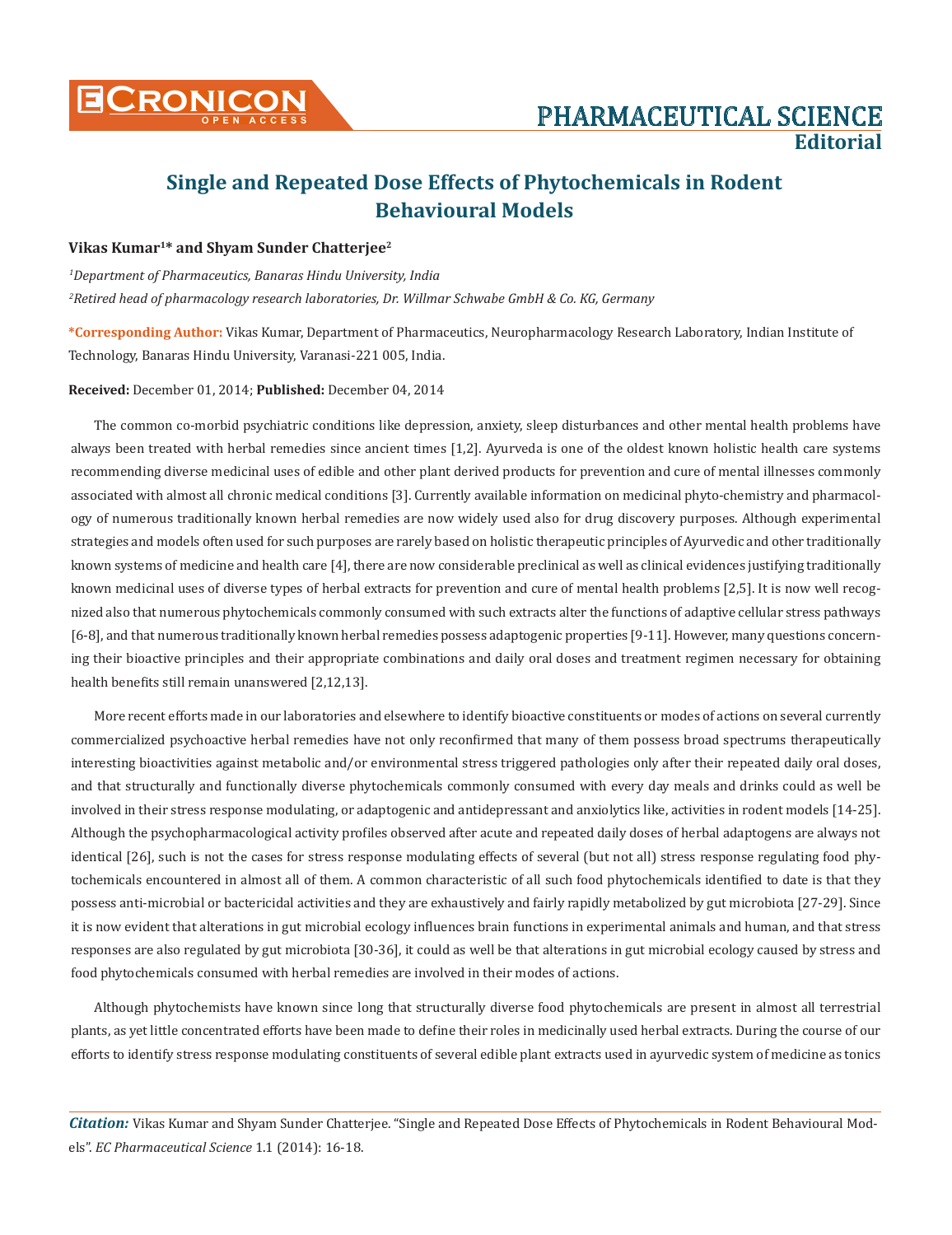# Single and Repeated Dose Effects of Phytochemicals in Rodent Behavioural Models

**Vikas Kumar[1]* and Shyam Sunder Chatterjee[2]**

*[1]Department of Pharmaceutics, Banaras Hindu University, India*

*[2]Retired head of pharmacology research laboratories, Dr. Willmar Schwabe GmbH & Co. KG, Germany*

***Corresponding Author:** Vikas Kumar, Department of Pharmaceutics, Neuropharmacology Research Laboratory, Indian Institute of Technology, Banaras Hindu University, Varanasi-221 005, India.

**Received:** December 01, 2014; **Published:** December 04, 2014

The common co-morbid psychiatric conditions like depression, anxiety, sleep disturbances and other mental health problems have always been treated with herbal remedies since ancient times [1,2]. Ayurveda is one of the oldest known holistic health care systems recommending diverse medicinal uses of edible and other plant derived products for prevention and cure of mental illnesses commonly associated with almost all chronic medical conditions [3]. Currently available information on medicinal phyto-chemistry and pharmacology of numerous traditionally known herbal remedies are now widely used also for drug discovery purposes. Although experimental strategies and models often used for such purposes are rarely based on holistic therapeutic principles of Ayurvedic and other traditionally known systems of medicine and health care [4], there are now considerable preclinical as well as clinical evidences justifying traditionally known medicinal uses of diverse types of herbal extracts for prevention and cure of mental health problems [2,5]. It is now well recognized also that numerous phytochemicals commonly consumed with such extracts alter the functions of adaptive cellular stress pathways [6-8], and that numerous traditionally known herbal remedies possess adaptogenic properties [9-11]. However, many questions concerning their bioactive principles and their appropriate combinations and daily oral doses and treatment regimen necessary for obtaining health benefits still remain unanswered [2,12,13].

More recent efforts made in our laboratories and elsewhere to identify bioactive constituents or modes of actions on several currently commercialized psychoactive herbal remedies have not only reconfirmed that many of them possess broad spectrums therapeutically interesting bioactivities against metabolic and/or environmental stress triggered pathologies only after their repeated daily oral doses, and that structurally and functionally diverse phytochemicals commonly consumed with every day meals and drinks could as well be involved in their stress response modulating, or adaptogenic and antidepressant and anxiolytics like, activities in rodent models [14-25]. Although the psychopharmacological activity profiles observed after acute and repeated daily doses of herbal adaptogens are always not identical [26], such is not the cases for stress response modulating effects of several (but not all) stress response regulating food phytochemicals encountered in almost all of them. A common characteristic of all such food phytochemicals identified to date is that they possess anti-microbial or bactericidal activities and they are exhaustively and fairly rapidly metabolized by gut microbiota [27-29]. Since it is now evident that alterations in gut microbial ecology influences brain functions in experimental animals and human, and that stress responses are also regulated by gut microbiota [30-36], it could as well be that alterations in gut microbial ecology caused by stress and food phytochemicals consumed with herbal remedies are involved in their modes of actions.

Although phytochemists have known since long that structurally diverse food phytochemicals are present in almost all terrestrial plants, as yet little concentrated efforts have been made to define their roles in medicinally used herbal extracts. During the course of our efforts to identify stress response modulating constituents of several edible plant extracts used in ayurvedic system of medicine as tonics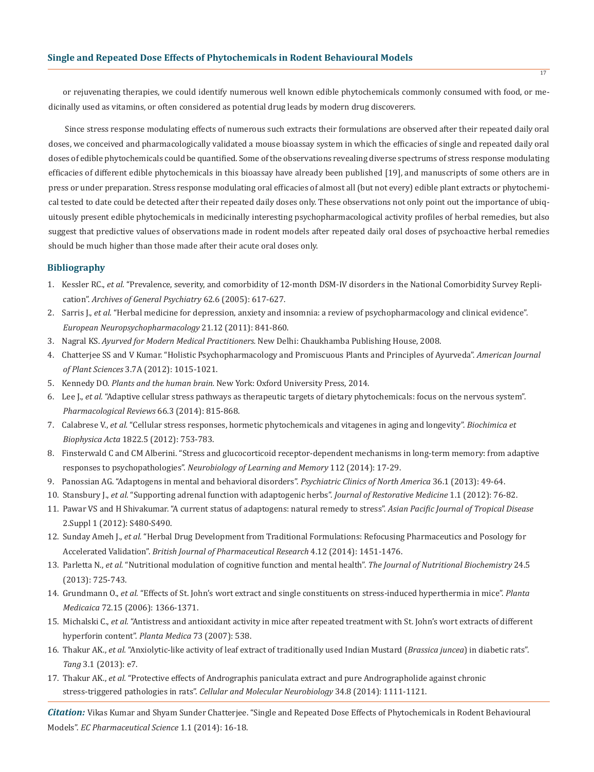or rejuvenating therapies, we could identify numerous well known edible phytochemicals commonly consumed with food, or medicinally used as vitamins, or often considered as potential drug leads by modern drug discoverers.

Since stress response modulating effects of numerous such extracts their formulations are observed after their repeated daily oral doses, we conceived and pharmacologically validated a mouse bioassay system in which the efficacies of single and repeated daily oral doses of edible phytochemicals could be quantified. Some of the observations revealing diverse spectrums of stress response modulating efficacies of different edible phytochemicals in this bioassay have already been published [19], and manuscripts of some others are in press or under preparation. Stress response modulating oral efficacies of almost all (but not every) edible plant extracts or phytochemical tested to date could be detected after their repeated daily doses only. These observations not only point out the importance of ubiquitously present edible phytochemicals in medicinally interesting psychopharmacological activity profiles of herbal remedies, but also suggest that predictive values of observations made in rodent models after repeated daily oral doses of psychoactive herbal remedies should be much higher than those made after their acute oral doses only.

## Bibliography

1. Kessler RC., *et al.* "Prevalence, severity, and comorbidity of 12-month DSM-IV disorders in the National Comorbidity Survey Replication". *Archives of General Psychiatry* 62.6 (2005): 617-627.
2. Sarris J., *et al.* "Herbal medicine for depression, anxiety and insomnia: a review of psychopharmacology and clinical evidence". *European Neuropsychopharmacology* 21.12 (2011): 841-860.
3. Nagral KS. *Ayurved for Modern Medical Practitioners.* New Delhi: Chaukhamba Publishing House, 2008.
4. Chatterjee SS and V Kumar. "Holistic Psychopharmacology and Promiscuous Plants and Principles of Ayurveda". *American Journal of Plant Sciences* 3.7A (2012): 1015-1021.
5. Kennedy DO. *Plants and the human brain.* New York: Oxford University Press, 2014.
6. Lee J., *et al.* "Adaptive cellular stress pathways as therapeutic targets of dietary phytochemicals: focus on the nervous system". *Pharmacological Reviews* 66.3 (2014): 815-868.
7. Calabrese V., *et al.* "Cellular stress responses, hormetic phytochemicals and vitagenes in aging and longevity". *Biochimica et Biophysica Acta* 1822.5 (2012): 753-783.
8. Finsterwald C and CM Alberini. "Stress and glucocorticoid receptor-dependent mechanisms in long-term memory: from adaptive responses to psychopathologies". *Neurobiology of Learning and Memory* 112 (2014): 17-29.
9. Panossian AG. "Adaptogens in mental and behavioral disorders". *Psychiatric Clinics of North America* 36.1 (2013): 49-64.
10. Stansbury J., *et al.* "Supporting adrenal function with adaptogenic herbs". *Journal of Restorative Medicine* 1.1 (2012): 76-82.
11. Pawar VS and H Shivakumar. "A current status of adaptogens: natural remedy to stress". *Asian Pacific Journal of Tropical Disease* 2.Suppl 1 (2012): S480-S490.
12. Sunday Ameh J., *et al.* "Herbal Drug Development from Traditional Formulations: Refocusing Pharmaceutics and Posology for Accelerated Validation". *British Journal of Pharmaceutical Research* 4.12 (2014): 1451-1476.
13. Parletta N., *et al.* "Nutritional modulation of cognitive function and mental health". *The Journal of Nutritional Biochemistry* 24.5 (2013): 725-743.
14. Grundmann O., *et al.* "Effects of St. John's wort extract and single constituents on stress-induced hyperthermia in mice". *Planta Medicaica* 72.15 (2006): 1366-1371.
15. Michalski C., *et al.* "Antistress and antioxidant activity in mice after repeated treatment with St. John's wort extracts of different hyperforin content". *Planta Medica* 73 (2007): 538.
16. Thakur AK., *et al.* "Anxiolytic-like activity of leaf extract of traditionally used Indian Mustard (*Brassica juncea*) in diabetic rats". *Tang* 3.1 (2013): e7.
17. Thakur AK., *et al.* "Protective effects of Andrographis paniculata extract and pure Andrographolide against chronic stress-triggered pathologies in rats". *Cellular and Molecular Neurobiology* 34.8 (2014): 1111-1121.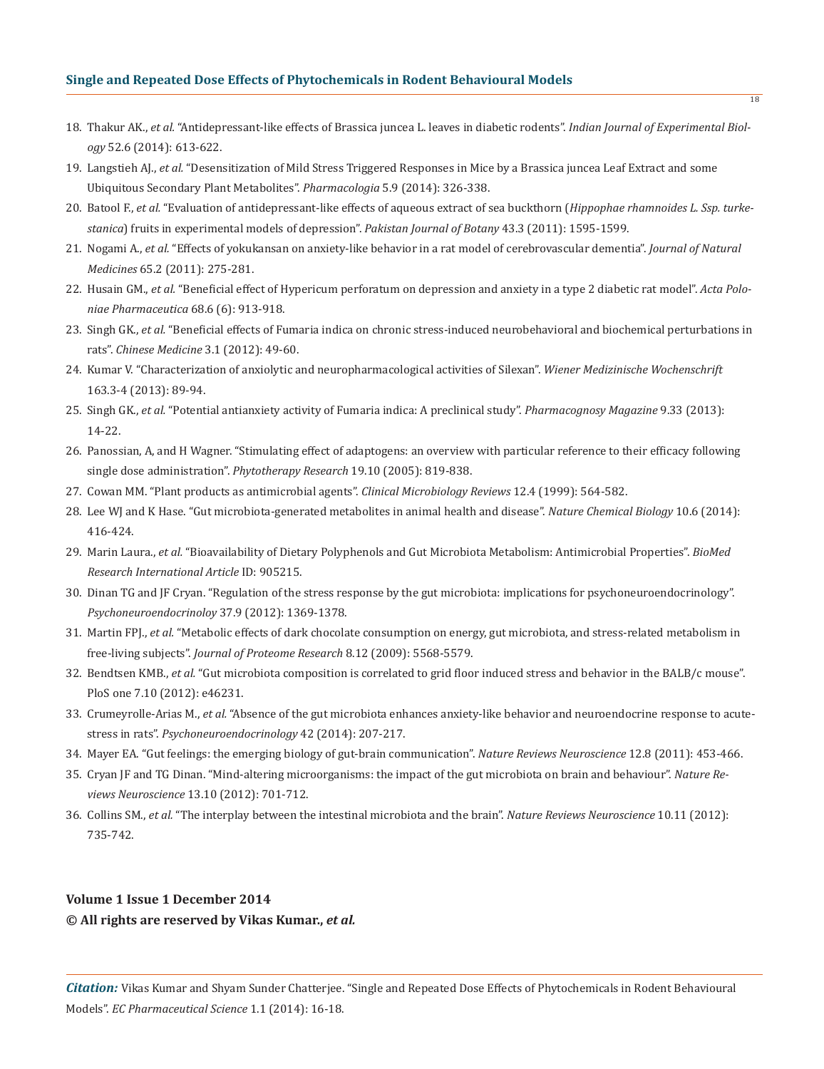18. Thakur AK., *et al.* "Antidepressant-like effects of Brassica juncea L. leaves in diabetic rodents". *Indian Journal of Experimental Biology* 52.6 (2014): 613-622.
19. Langstieh AJ., *et al.* "Desensitization of Mild Stress Triggered Responses in Mice by a Brassica juncea Leaf Extract and some Ubiquitous Secondary Plant Metabolites". *Pharmacologia* 5.9 (2014): 326-338.
20. Batool F., *et al.* "Evaluation of antidepressant-like effects of aqueous extract of sea buckthorn (*Hippophae rhamnoides L. Ssp. turkestanica*) fruits in experimental models of depression". *Pakistan Journal of Botany* 43.3 (2011): 1595-1599.
21. Nogami A., *et al.* "Effects of yokukansan on anxiety-like behavior in a rat model of cerebrovascular dementia". *Journal of Natural Medicines* 65.2 (2011): 275-281.
22. Husain GM., *et al.* "Beneficial effect of Hypericum perforatum on depression and anxiety in a type 2 diabetic rat model". *Acta Poloniae Pharmaceutica* 68.6 (6): 913-918.
23. Singh GK., *et al.* "Beneficial effects of Fumaria indica on chronic stress-induced neurobehavioral and biochemical perturbations in rats". *Chinese Medicine* 3.1 (2012): 49-60.
24. Kumar V. "Characterization of anxiolytic and neuropharmacological activities of Silexan". *Wiener Medizinische Wochenschrift* 163.3-4 (2013): 89-94.
25. Singh GK., *et al.* "Potential antianxiety activity of Fumaria indica: A preclinical study". *Pharmacognosy Magazine* 9.33 (2013): 14-22.
26. Panossian, A, and H Wagner. "Stimulating effect of adaptogens: an overview with particular reference to their efficacy following single dose administration". *Phytotherapy Research* 19.10 (2005): 819-838.
27. Cowan MM. "Plant products as antimicrobial agents". *Clinical Microbiology Reviews* 12.4 (1999): 564-582.
28. Lee WJ and K Hase. "Gut microbiota-generated metabolites in animal health and disease". *Nature Chemical Biology* 10.6 (2014): 416-424.
29. Marin Laura., *et al.* "Bioavailability of Dietary Polyphenols and Gut Microbiota Metabolism: Antimicrobial Properties". *BioMed Research International Article* ID: 905215.
30. Dinan TG and JF Cryan. "Regulation of the stress response by the gut microbiota: implications for psychoneuroendocrinology". *Psychoneuroendocrinoloy* 37.9 (2012): 1369-1378.
31. Martin FPJ., *et al.* "Metabolic effects of dark chocolate consumption on energy, gut microbiota, and stress-related metabolism in free-living subjects". *Journal of Proteome Research* 8.12 (2009): 5568-5579.
32. Bendtsen KMB., *et al.* "Gut microbiota composition is correlated to grid floor induced stress and behavior in the BALB/c mouse". PloS one 7.10 (2012): e46231.
33. Crumeyrolle-Arias M., *et al.* "Absence of the gut microbiota enhances anxiety-like behavior and neuroendocrine response to acute-stress in rats". *Psychoneuroendocrinology* 42 (2014): 207-217.
34. Mayer EA. "Gut feelings: the emerging biology of gut-brain communication". *Nature Reviews Neuroscience* 12.8 (2011): 453-466.
35. Cryan JF and TG Dinan. "Mind-altering microorganisms: the impact of the gut microbiota on brain and behaviour". *Nature Reviews Neuroscience* 13.10 (2012): 701-712.
36. Collins SM., *et al.* "The interplay between the intestinal microbiota and the brain". *Nature Reviews Neuroscience* 10.11 (2012): 735-742.

**Volume 1 Issue 1 December 2014**
**© All rights are reserved by Vikas Kumar., *et al.***

***Citation:*** Vikas Kumar and Shyam Sunder Chatterjee. "Single and Repeated Dose Effects of Phytochemicals in Rodent Behavioural Models". *EC Pharmaceutical Science* 1.1 (2014): 16-18.